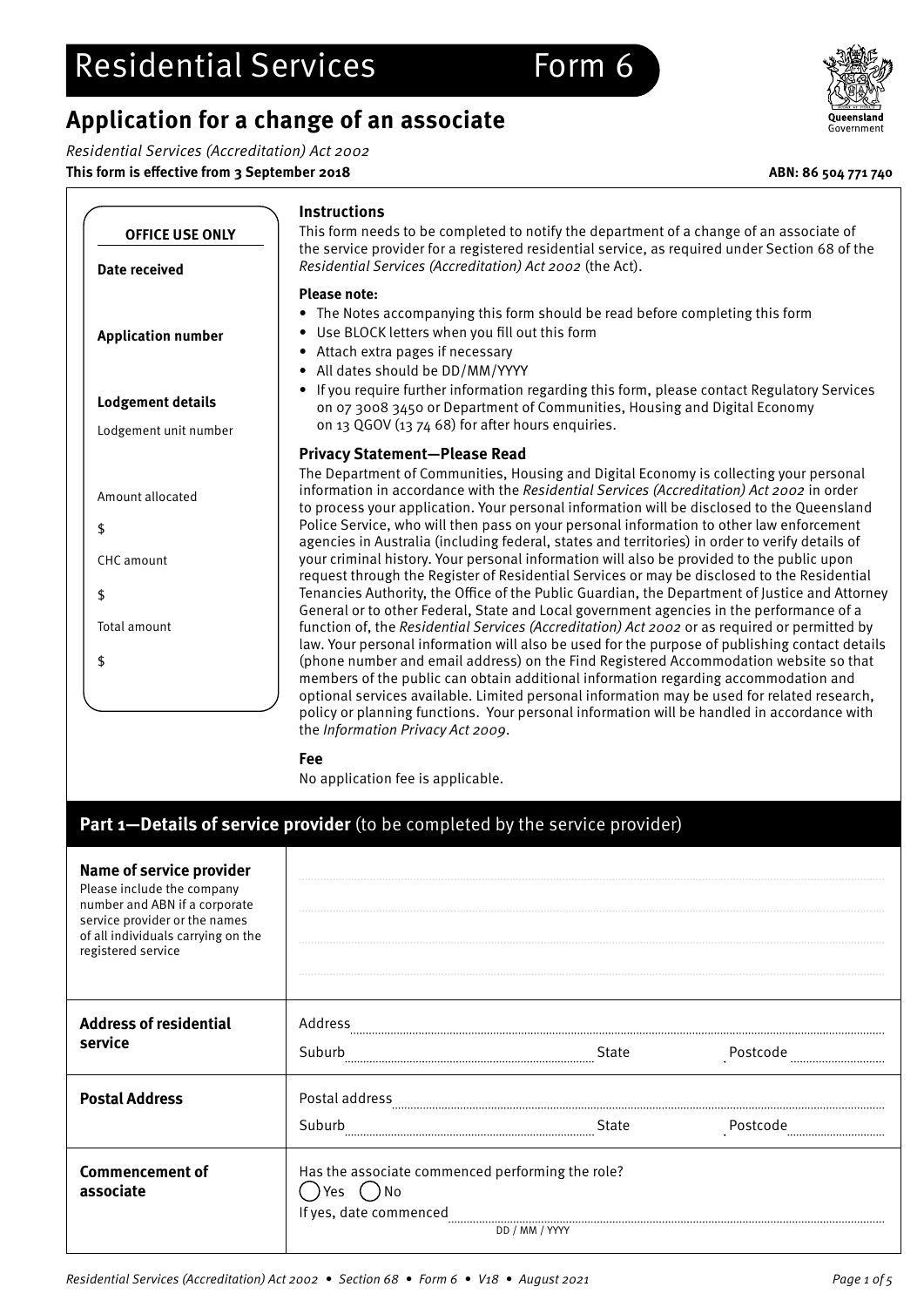# Residential Services Form 6

## Application for a change of an associate

*Residential Services (Accreditation) Act 2002*

**This form is effective from 3 September 2018**

**ABN: 86 504 771 740**

| OFFICE USE ONLY |
|---|
| **Date received** |
| **Application number** |
| **Lodgement details** |
| Lodgement unit number |
| Amount allocated |
| $ |
| CHC amount |
| $ |
| Total amount |
| $ |

### Instructions

This form needs to be completed to notify the department of a change of an associate of the service provider for a registered residential service, as required under Section 68 of the *Residential Services (Accreditation) Act 2002* (the Act).

**Please note:**

- The Notes accompanying this form should be read before completing this form
- Use BLOCK letters when you fill out this form
- Attach extra pages if necessary
- All dates should be DD/MM/YYYY
- If you require further information regarding this form, please contact Regulatory Services on 07 3008 3450 or Department of Communities, Housing and Digital Economy on 13 QGOV (13 74 68) for after hours enquiries.

### Privacy Statement—Please Read

The Department of Communities, Housing and Digital Economy is collecting your personal information in accordance with the *Residential Services (Accreditation) Act 2002* in order to process your application. Your personal information will be disclosed to the Queensland Police Service, who will then pass on your personal information to other law enforcement agencies in Australia (including federal, states and territories) in order to verify details of your criminal history. Your personal information will also be provided to the public upon request through the Register of Residential Services or may be disclosed to the Residential Tenancies Authority, the Office of the Public Guardian, the Department of Justice and Attorney General or to other Federal, State and Local government agencies in the performance of a function of, the *Residential Services (Accreditation) Act 2002* or as required or permitted by law. Your personal information will also be used for the purpose of publishing contact details (phone number and email address) on the Find Registered Accommodation website so that members of the public can obtain additional information regarding accommodation and optional services available. Limited personal information may be used for related research, policy or planning functions. Your personal information will be handled in accordance with the *Information Privacy Act 2009*.

### Fee

No application fee is applicable.

## Part 1—Details of service provider (to be completed by the service provider)

| | |
|---|---|
| **Name of service provider**<br>Please include the company number and ABN if a corporate service provider or the names of all individuals carrying on the registered service | |
| **Address of residential service** | Address ____________<br>Suburb ____________ State ____ Postcode ____ |
| **Postal Address** | Postal address ____________<br>Suburb ____________ State ____ Postcode ____ |
| **Commencement of associate** | Has the associate commenced performing the role?<br>◯ Yes ◯ No<br>If yes, date commenced ____________ DD / MM / YYYY |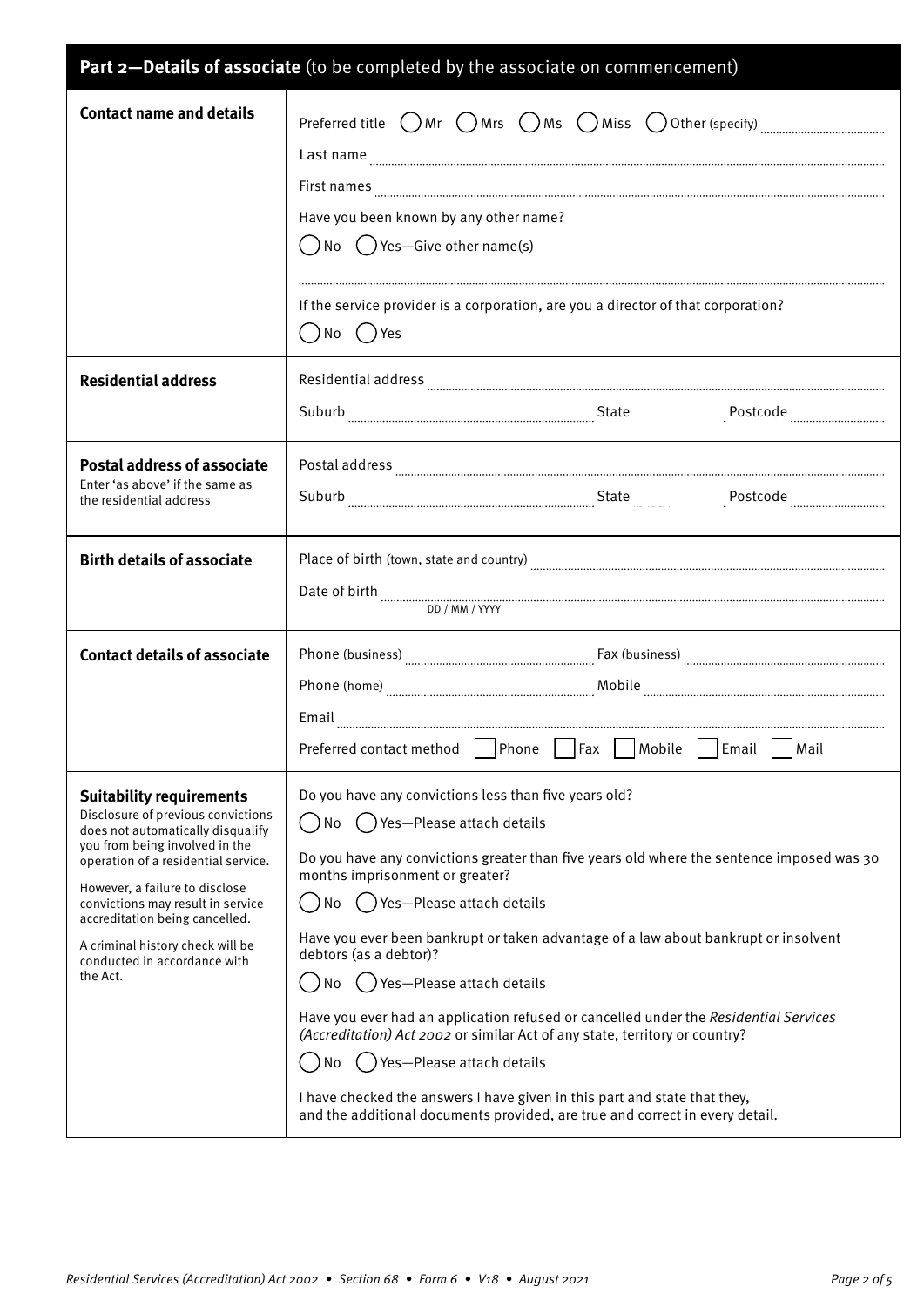## Part 2—Details of associate (to be completed by the associate on commencement)

| | |
|---|---|
| **Contact name and details** | Preferred title ◯ Mr ◯ Mrs ◯ Ms ◯ Miss ◯ Other (specify) ............<br>Last name ............<br>First names ............<br>Have you been known by any other name?<br>◯ No ◯ Yes—Give other name(s)<br>............<br>If the service provider is a corporation, are you a director of that corporation?<br>◯ No ◯ Yes |
| **Residential address** | Residential address ............<br>Suburb ............ State ............ Postcode ............ |
| **Postal address of associate**<br>Enter 'as above' if the same as the residential address | Postal address ............<br>Suburb ............ State ............ Postcode ............ |
| **Birth details of associate** | Place of birth (town, state and country) ............<br>Date of birth ............ DD / MM / YYYY |
| **Contact details of associate** | Phone (business) ............ Fax (business) ............<br>Phone (home) ............ Mobile ............<br>Email ............<br>Preferred contact method ☐ Phone ☐ Fax ☐ Mobile ☐ Email ☐ Mail |
| **Suitability requirements**<br>Disclosure of previous convictions does not automatically disqualify you from being involved in the operation of a residential service.<br>However, a failure to disclose convictions may result in service accreditation being cancelled.<br>A criminal history check will be conducted in accordance with the Act. | Do you have any convictions less than five years old?<br>◯ No ◯ Yes—Please attach details<br>Do you have any convictions greater than five years old where the sentence imposed was 30 months imprisonment or greater?<br>◯ No ◯ Yes—Please attach details<br>Have you ever been bankrupt or taken advantage of a law about bankrupt or insolvent debtors (as a debtor)?<br>◯ No ◯ Yes—Please attach details<br>Have you ever had an application refused or cancelled under the *Residential Services (Accreditation) Act 2002* or similar Act of any state, territory or country?<br>◯ No ◯ Yes—Please attach details<br>I have checked the answers I have given in this part and state that they, and the additional documents provided, are true and correct in every detail. |

*Residential Services (Accreditation) Act 2002 • Section 68 • Form 6 • V18 • August 2021*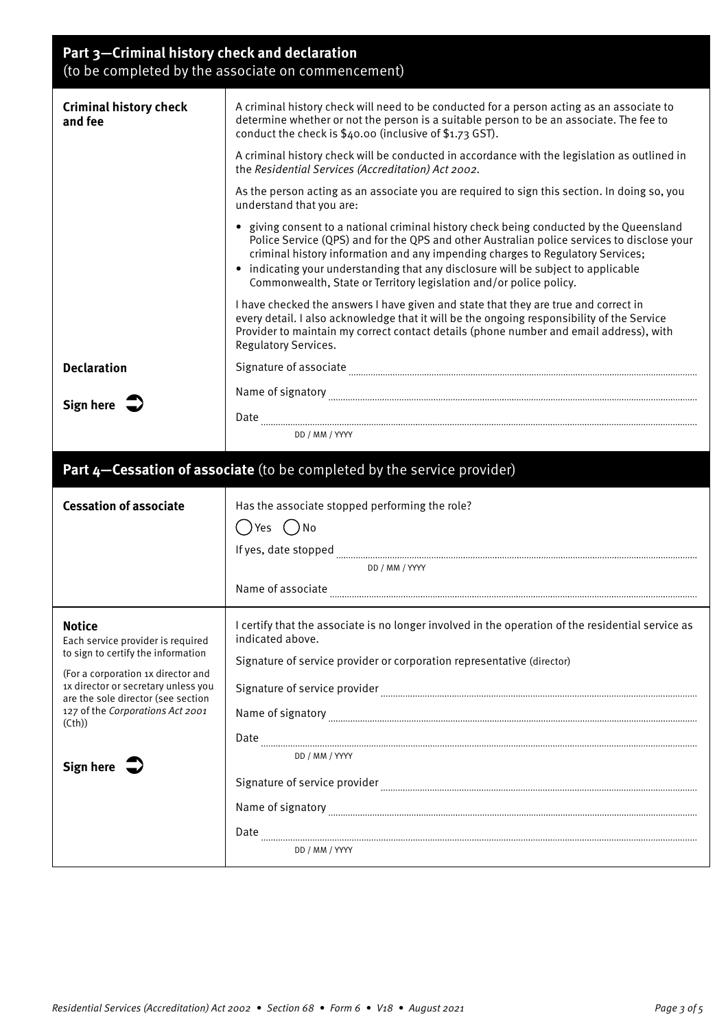## Part 3—Criminal history check and declaration
(to be completed by the associate on commencement)

**Criminal history check and fee**

A criminal history check will need to be conducted for a person acting as an associate to determine whether or not the person is a suitable person to be an associate. The fee to conduct the check is $40.00 (inclusive of $1.73 GST).

A criminal history check will be conducted in accordance with the legislation as outlined in the *Residential Services (Accreditation) Act 2002*.

As the person acting as an associate you are required to sign this section. In doing so, you understand that you are:

- giving consent to a national criminal history check being conducted by the Queensland Police Service (QPS) and for the QPS and other Australian police services to disclose your criminal history information and any impending charges to Regulatory Services;
- indicating your understanding that any disclosure will be subject to applicable Commonwealth, State or Territory legislation and/or police policy.

I have checked the answers I have given and state that they are true and correct in every detail. I also acknowledge that it will be the ongoing responsibility of the Service Provider to maintain my correct contact details (phone number and email address), with Regulatory Services.

**Declaration**

**Sign here**

Signature of associate ..........

Name of signatory ..........

Date .......... DD / MM / YYYY

## Part 4—Cessation of associate (to be completed by the service provider)

**Cessation of associate**

Has the associate stopped performing the role?

○ Yes ○ No

If yes, date stopped .......... DD / MM / YYYY

Name of associate ..........

**Notice**

Each service provider is required to sign to certify the information

(For a corporation 1x director and 1x director or secretary unless you are the sole director (see section 127 of the *Corporations Act 2001* (Cth))

**Sign here**

I certify that the associate is no longer involved in the operation of the residential service as indicated above.

Signature of service provider or corporation representative (director)

Signature of service provider ..........

Name of signatory ..........

Date .......... DD / MM / YYYY

Signature of service provider ..........

Name of signatory ..........

Date .......... DD / MM / YYYY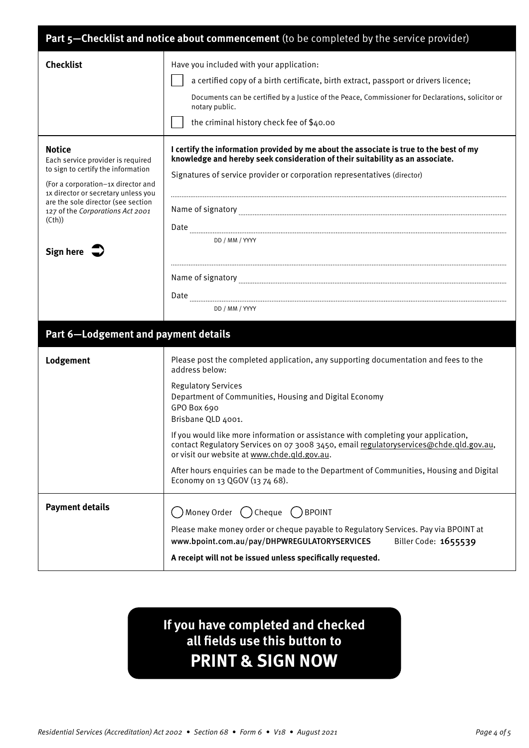## Part 5—Checklist and notice about commencement (to be completed by the service provider)

**Checklist**

Have you included with your application:

☐ a certified copy of a birth certificate, birth extract, passport or drivers licence;

Documents can be certified by a Justice of the Peace, Commissioner for Declarations, solicitor or notary public.

☐ the criminal history check fee of $40.00

**Notice**

Each service provider is required to sign to certify the information

(For a corporation–1x director and 1x director or secretary unless you are the sole director (see section 127 of the *Corporations Act 2001* (Cth))

**Sign here** ➲

**I certify the information provided by me about the associate is true to the best of my knowledge and hereby seek consideration of their suitability as an associate.**

Signatures of service provider or corporation representatives (director)

..............................................................................................

Name of signatory ..............................................................................................

Date ..............................................................................................
DD / MM / YYYY

..............................................................................................

Name of signatory ..............................................................................................

Date ..............................................................................................
DD / MM / YYYY

## Part 6—Lodgement and payment details

**Lodgement**

Please post the completed application, any supporting documentation and fees to the address below:

Regulatory Services
Department of Communities, Housing and Digital Economy
GPO Box 690
Brisbane QLD 4001.

If you would like more information or assistance with completing your application, contact Regulatory Services on 07 3008 3450, email regulatoryservices@chde.qld.gov.au, or visit our website at www.chde.qld.gov.au.

After hours enquiries can be made to the Department of Communities, Housing and Digital Economy on 13 QGOV (13 74 68).

**Payment details**

◯ Money Order ◯ Cheque ◯ BPOINT

Please make money order or cheque payable to Regulatory Services. Pay via BPOINT at **www.bpoint.com.au/pay/DHPWREGULATORYSERVICES** Biller Code: **1655539**

**A receipt will not be issued unless specifically requested.**

**If you have completed and checked all fields use this button to PRINT & SIGN NOW**

*Residential Services (Accreditation) Act 2002 • Section 68 • Form 6 • V18 • August 2021*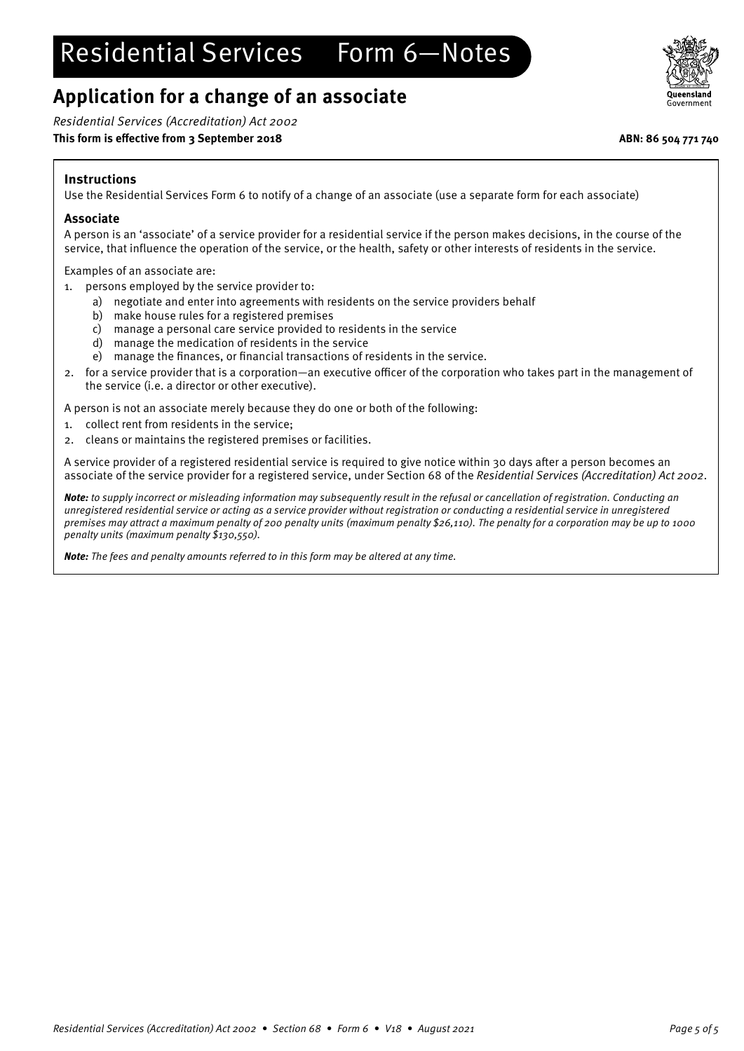# Residential Services Form 6—Notes

## Application for a change of an associate

*Residential Services (Accreditation) Act 2002*

**This form is effective from 3 September 2018**

**ABN: 86 504 771 740**

### Instructions

Use the Residential Services Form 6 to notify of a change of an associate (use a separate form for each associate)

### Associate

A person is an 'associate' of a service provider for a residential service if the person makes decisions, in the course of the service, that influence the operation of the service, or the health, safety or other interests of residents in the service.

Examples of an associate are:

1. persons employed by the service provider to:
   a) negotiate and enter into agreements with residents on the service providers behalf
   b) make house rules for a registered premises
   c) manage a personal care service provided to residents in the service
   d) manage the medication of residents in the service
   e) manage the finances, or financial transactions of residents in the service.
2. for a service provider that is a corporation—an executive officer of the corporation who takes part in the management of the service (i.e. a director or other executive).

A person is not an associate merely because they do one or both of the following:

1. collect rent from residents in the service;
2. cleans or maintains the registered premises or facilities.

A service provider of a registered residential service is required to give notice within 30 days after a person becomes an associate of the service provider for a registered service, under Section 68 of the *Residential Services (Accreditation) Act 2002*.

***Note:*** *to supply incorrect or misleading information may subsequently result in the refusal or cancellation of registration. Conducting an unregistered residential service or acting as a service provider without registration or conducting a residential service in unregistered premises may attract a maximum penalty of 200 penalty units (maximum penalty $26,110). The penalty for a corporation may be up to 1000 penalty units (maximum penalty $130,550).*

***Note:*** *The fees and penalty amounts referred to in this form may be altered at any time.*